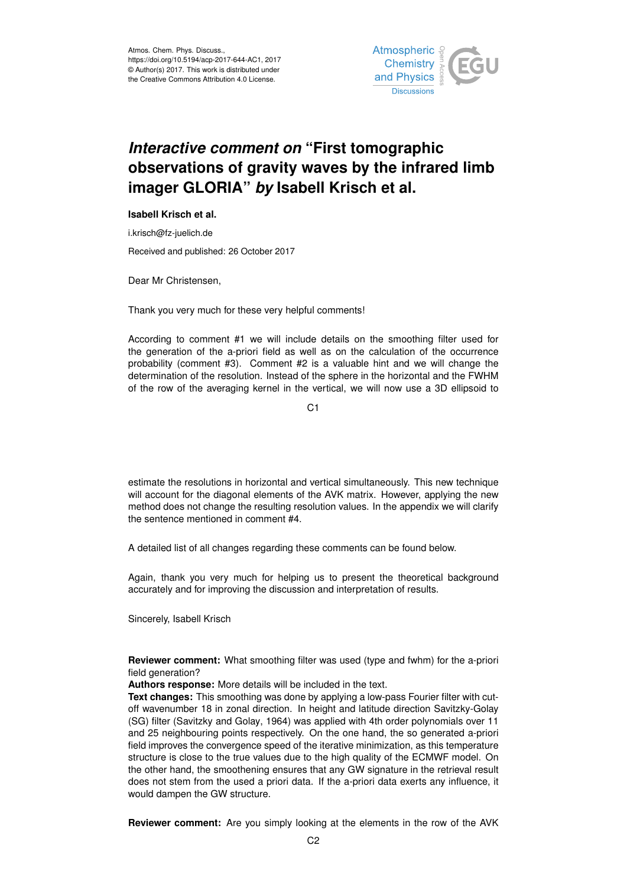Atmos. Chem. Phys. Discuss.,
https://doi.org/10.5194/acp-2017-644-AC1, 2017
© Author(s) 2017. This work is distributed under
the Creative Commons Attribution 4.0 License.

# *Interactive comment on* "First tomographic observations of gravity waves by the infrared limb imager GLORIA" *by* Isabell Krisch et al.

**Isabell Krisch et al.**

i.krisch@fz-juelich.de

Received and published: 26 October 2017

Dear Mr Christensen,

Thank you very much for these very helpful comments!

According to comment #1 we will include details on the smoothing filter used for the generation of the a-priori field as well as on the calculation of the occurrence probability (comment #3). Comment #2 is a valuable hint and we will change the determination of the resolution. Instead of the sphere in the horizontal and the FWHM of the row of the averaging kernel in the vertical, we will now use a 3D ellipsoid to estimate the resolutions in horizontal and vertical simultaneously. This new technique will account for the diagonal elements of the AVK matrix. However, applying the new method does not change the resulting resolution values. In the appendix we will clarify the sentence mentioned in comment #4.

A detailed list of all changes regarding these comments can be found below.

Again, thank you very much for helping us to present the theoretical background accurately and for improving the discussion and interpretation of results.

Sincerely, Isabell Krisch

**Reviewer comment:** What smoothing filter was used (type and fwhm) for the a-priori field generation?
**Authors response:** More details will be included in the text.
**Text changes:** This smoothing was done by applying a low-pass Fourier filter with cut-off wavenumber 18 in zonal direction. In height and latitude direction Savitzky-Golay (SG) filter (Savitzky and Golay, 1964) was applied with 4th order polynomials over 11 and 25 neighbouring points respectively. On the one hand, the so generated a-priori field improves the convergence speed of the iterative minimization, as this temperature structure is close to the true values due to the high quality of the ECMWF model. On the other hand, the smoothening ensures that any GW signature in the retrieval result does not stem from the used a priori data. If the a-priori data exerts any influence, it would dampen the GW structure.

**Reviewer comment:** Are you simply looking at the elements in the row of the AVK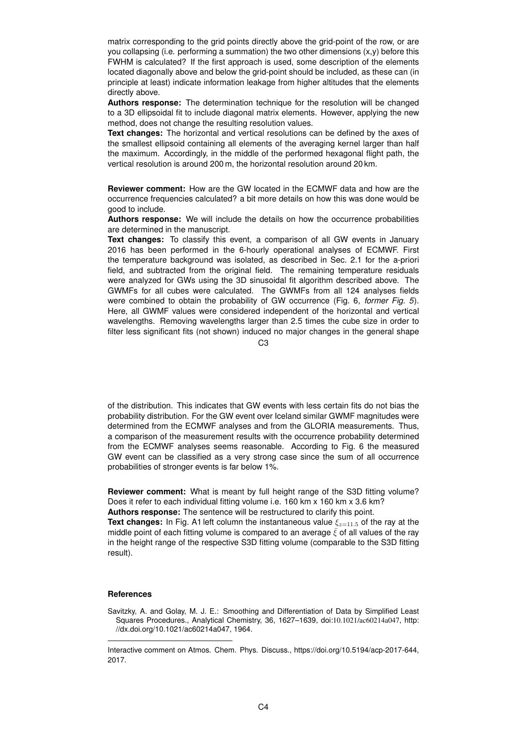matrix corresponding to the grid points directly above the grid-point of the row, or are you collapsing (i.e. performing a summation) the two other dimensions (x,y) before this FWHM is calculated? If the first approach is used, some description of the elements located diagonally above and below the grid-point should be included, as these can (in principle at least) indicate information leakage from higher altitudes that the elements directly above.

**Authors response:** The determination technique for the resolution will be changed to a 3D ellipsoidal fit to include diagonal matrix elements. However, applying the new method, does not change the resulting resolution values.

**Text changes:** The horizontal and vertical resolutions can be defined by the axes of the smallest ellipsoid containing all elements of the averaging kernel larger than half the maximum. Accordingly, in the middle of the performed hexagonal flight path, the vertical resolution is around 200 m, the horizontal resolution around 20 km.

**Reviewer comment:** How are the GW located in the ECMWF data and how are the occurrence frequencies calculated? a bit more details on how this was done would be good to include.

**Authors response:** We will include the details on how the occurrence probabilities are determined in the manuscript.

**Text changes:** To classify this event, a comparison of all GW events in January 2016 has been performed in the 6-hourly operational analyses of ECMWF. First the temperature background was isolated, as described in Sec. 2.1 for the a-priori field, and subtracted from the original field. The remaining temperature residuals were analyzed for GWs using the 3D sinusoidal fit algorithm described above. The GWMFs for all cubes were calculated. The GWMFs from all 124 analyses fields were combined to obtain the probability of GW occurrence (Fig. 6, *former Fig. 5*). Here, all GWMF values were considered independent of the horizontal and vertical wavelengths. Removing wavelengths larger than 2.5 times the cube size in order to filter less significant fits (not shown) induced no major changes in the general shape of the distribution. This indicates that GW events with less certain fits do not bias the probability distribution. For the GW event over Iceland similar GWMF magnitudes were determined from the ECMWF analyses and from the GLORIA measurements. Thus, a comparison of the measurement results with the occurrence probability determined from the ECMWF analyses seems reasonable. According to Fig. 6 the measured GW event can be classified as a very strong case since the sum of all occurrence probabilities of stronger events is far below 1%.

**Reviewer comment:** What is meant by full height range of the S3D fitting volume? Does it refer to each individual fitting volume i.e. 160 km x 160 km x 3.6 km?

**Authors response:** The sentence will be restructured to clarify this point.

**Text changes:** In Fig. A1 left column the instantaneous value $\xi_{z=11.5}$ of the ray at the middle point of each fitting volume is compared to an average $\bar{\xi}$ of all values of the ray in the height range of the respective S3D fitting volume (comparable to the S3D fitting result).

## References

Savitzky, A. and Golay, M. J. E.: Smoothing and Differentiation of Data by Simplified Least Squares Procedures., Analytical Chemistry, 36, 1627–1639, doi:10.1021/ac60214a047, http://dx.doi.org/10.1021/ac60214a047, 1964.

---

Interactive comment on Atmos. Chem. Phys. Discuss., https://doi.org/10.5194/acp-2017-644, 2017.